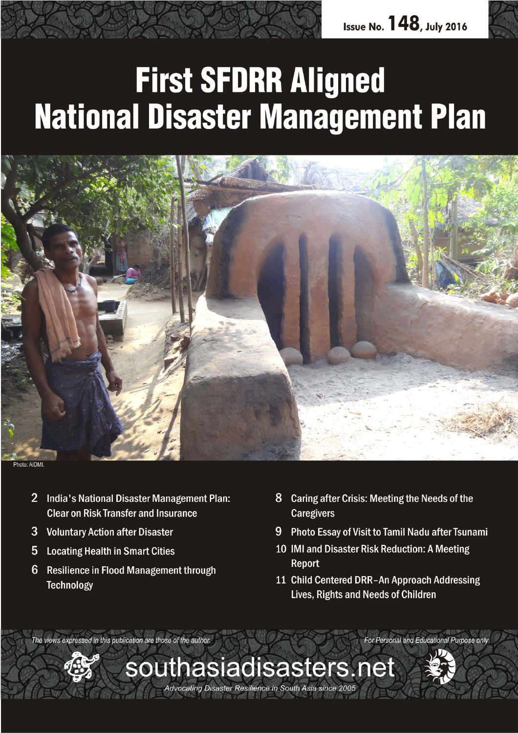Issue No. 148, July 2016

# First SFDRR Aligned National Disaster Management Plan

Photo: AIDMI.

- 2 India's National Disaster Management Plan: Clear on Risk Transfer and Insurance
- 3 Voluntary Action after Disaster
- 5 Locating Health in Smart Cities
- 6 Resilience in Flood Management through Technology
- 8 Caring after Crisis: Meeting the Needs of the Caregivers
- 9 Photo Essay of Visit to Tamil Nadu after Tsunami
- 10 IMI and Disaster Risk Reduction: A Meeting Report
- 11 Child Centered DRR–An Approach Addressing Lives, Rights and Needs of Children

*The views expressed in this publication are those of the author.*

*For Personal and Educational Purpose only*

southasiadisasters.net

*Advocating Disaster Resilience in South Asia since 2005*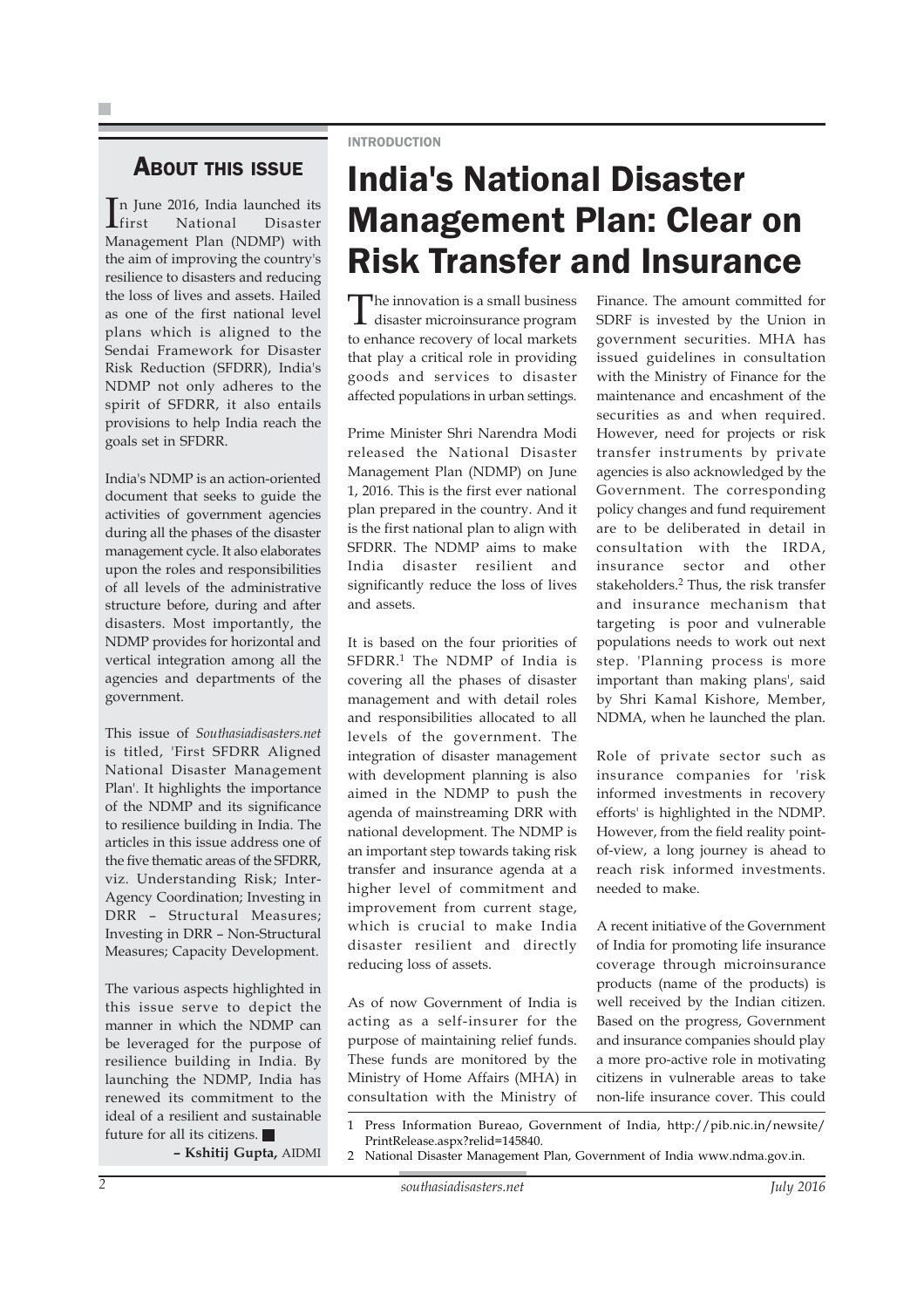## About this issue

In June 2016, India launched its first National Disaster Management Plan (NDMP) with the aim of improving the country's resilience to disasters and reducing the loss of lives and assets. Hailed as one of the first national level plans which is aligned to the Sendai Framework for Disaster Risk Reduction (SFDRR), India's NDMP not only adheres to the spirit of SFDRR, it also entails provisions to help India reach the goals set in SFDRR.

India's NDMP is an action-oriented document that seeks to guide the activities of government agencies during all the phases of the disaster management cycle. It also elaborates upon the roles and responsibilities of all levels of the administrative structure before, during and after disasters. Most importantly, the NDMP provides for horizontal and vertical integration among all the agencies and departments of the government.

This issue of *Southasiadisasters.net* is titled, 'First SFDRR Aligned National Disaster Management Plan'. It highlights the importance of the NDMP and its significance to resilience building in India. The articles in this issue address one of the five thematic areas of the SFDRR, viz. Understanding Risk; Inter-Agency Coordination; Investing in DRR – Structural Measures; Investing in DRR – Non-Structural Measures; Capacity Development.

The various aspects highlighted in this issue serve to depict the manner in which the NDMP can be leveraged for the purpose of resilience building in India. By launching the NDMP, India has renewed its commitment to the ideal of a resilient and sustainable future for all its citizens. ■

**– Kshitij Gupta,** AIDMI

INTRODUCTION

# India's National Disaster Management Plan: Clear on Risk Transfer and Insurance

The innovation is a small business disaster microinsurance program to enhance recovery of local markets that play a critical role in providing goods and services to disaster affected populations in urban settings.

Prime Minister Shri Narendra Modi released the National Disaster Management Plan (NDMP) on June 1, 2016. This is the first ever national plan prepared in the country. And it is the first national plan to align with SFDRR. The NDMP aims to make India disaster resilient and significantly reduce the loss of lives and assets.

It is based on the four priorities of SFDRR.[1] The NDMP of India is covering all the phases of disaster management and with detail roles and responsibilities allocated to all levels of the government. The integration of disaster management with development planning is also aimed in the NDMP to push the agenda of mainstreaming DRR with national development. The NDMP is an important step towards taking risk transfer and insurance agenda at a higher level of commitment and improvement from current stage, which is crucial to make India disaster resilient and directly reducing loss of assets.

As of now Government of India is acting as a self-insurer for the purpose of maintaining relief funds. These funds are monitored by the Ministry of Home Affairs (MHA) in consultation with the Ministry of Finance. The amount committed for SDRF is invested by the Union in government securities. MHA has issued guidelines in consultation with the Ministry of Finance for the maintenance and encashment of the securities as and when required. However, need for projects or risk transfer instruments by private agencies is also acknowledged by the Government. The corresponding policy changes and fund requirement are to be deliberated in detail in consultation with the IRDA, insurance sector and other stakeholders.[2] Thus, the risk transfer and insurance mechanism that targeting is poor and vulnerable populations needs to work out next step. 'Planning process is more important than making plans', said by Shri Kamal Kishore, Member, NDMA, when he launched the plan.

Role of private sector such as insurance companies for 'risk informed investments in recovery efforts' is highlighted in the NDMP. However, from the field reality point-of-view, a long journey is ahead to reach risk informed investments. needed to make.

A recent initiative of the Government of India for promoting life insurance coverage through microinsurance products (name of the products) is well received by the Indian citizen. Based on the progress, Government and insurance companies should play a more pro-active role in motivating citizens in vulnerable areas to take non-life insurance cover. This could

1 Press Information Bureao, Government of India, http://pib.nic.in/newsite/PrintRelease.aspx?relid=145840.

2 National Disaster Management Plan, Government of India www.ndma.gov.in.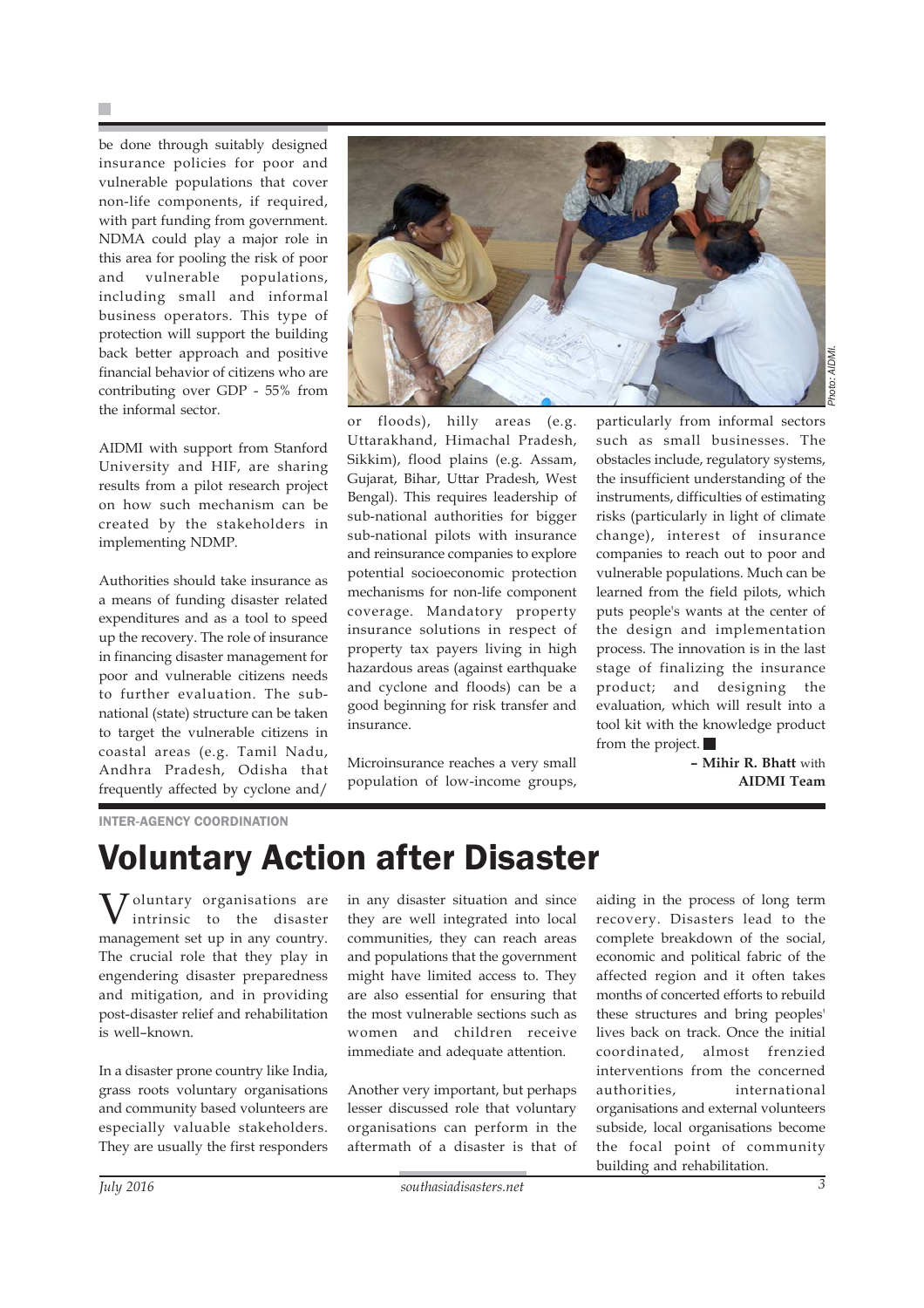be done through suitably designed insurance policies for poor and vulnerable populations that cover non-life components, if required, with part funding from government. NDMA could play a major role in this area for pooling the risk of poor and vulnerable populations, including small and informal business operators. This type of protection will support the building back better approach and positive financial behavior of citizens who are contributing over GDP - 55% from the informal sector.

AIDMI with support from Stanford University and HIF, are sharing results from a pilot research project on how such mechanism can be created by the stakeholders in implementing NDMP.

Authorities should take insurance as a means of funding disaster related expenditures and as a tool to speed up the recovery. The role of insurance in financing disaster management for poor and vulnerable citizens needs to further evaluation. The sub-national (state) structure can be taken to target the vulnerable citizens in coastal areas (e.g. Tamil Nadu, Andhra Pradesh, Odisha that frequently affected by cyclone and/or floods), hilly areas (e.g. Uttarakhand, Himachal Pradesh, Sikkim), flood plains (e.g. Assam, Gujarat, Bihar, Uttar Pradesh, West Bengal). This requires leadership of sub-national authorities for bigger sub-national pilots with insurance and reinsurance companies to explore potential socioeconomic protection mechanisms for non-life component coverage. Mandatory property insurance solutions in respect of property tax payers living in high hazardous areas (against earthquake and cyclone and floods) can be a good beginning for risk transfer and insurance.

Photo: AIDMI.

Microinsurance reaches a very small population of low-income groups, particularly from informal sectors such as small businesses. The obstacles include, regulatory systems, the insufficient understanding of the instruments, difficulties of estimating risks (particularly in light of climate change), interest of insurance companies to reach out to poor and vulnerable populations. Much can be learned from the field pilots, which puts people's wants at the center of the design and implementation process. The innovation is in the last stage of finalizing the insurance product; and designing the evaluation, which will result into a tool kit with the knowledge product from the project. ■

– **Mihir R. Bhatt** with **AIDMI Team**

INTER-AGENCY COORDINATION

# Voluntary Action after Disaster

Voluntary organisations are intrinsic to the disaster management set up in any country. The crucial role that they play in engendering disaster preparedness and mitigation, and in providing post-disaster relief and rehabilitation is well–known.

In a disaster prone country like India, grass roots voluntary organisations and community based volunteers are especially valuable stakeholders. They are usually the first responders in any disaster situation and since they are well integrated into local communities, they can reach areas and populations that the government might have limited access to. They are also essential for ensuring that the most vulnerable sections such as women and children receive immediate and adequate attention.

Another very important, but perhaps lesser discussed role that voluntary organisations can perform in the aftermath of a disaster is that of aiding in the process of long term recovery. Disasters lead to the complete breakdown of the social, economic and political fabric of the affected region and it often takes months of concerted efforts to rebuild these structures and bring peoples' lives back on track. Once the initial coordinated, almost frenzied interventions from the concerned authorities, international organisations and external volunteers subside, local organisations become the focal point of community building and rehabilitation.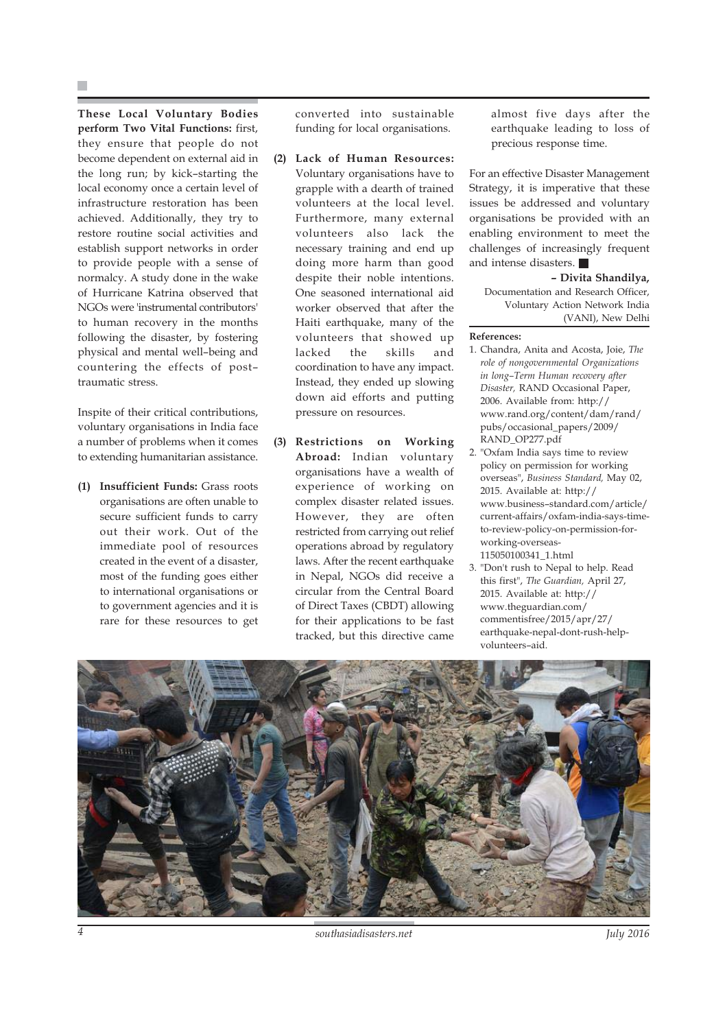**These Local Voluntary Bodies perform Two Vital Functions:** first, they ensure that people do not become dependent on external aid in the long run; by kick–starting the local economy once a certain level of infrastructure restoration has been achieved. Additionally, they try to restore routine social activities and establish support networks in order to provide people with a sense of normalcy. A study done in the wake of Hurricane Katrina observed that NGOs were 'instrumental contributors' to human recovery in the months following the disaster, by fostering physical and mental well–being and countering the effects of post–traumatic stress.

Inspite of their critical contributions, voluntary organisations in India face a number of problems when it comes to extending humanitarian assistance.

**(1) Insufficient Funds:** Grass roots organisations are often unable to secure sufficient funds to carry out their work. Out of the immediate pool of resources created in the event of a disaster, most of the funding goes either to international organisations or to government agencies and it is rare for these resources to get converted into sustainable funding for local organisations.

**(2) Lack of Human Resources:** Voluntary organisations have to grapple with a dearth of trained volunteers at the local level. Furthermore, many external volunteers also lack the necessary training and end up doing more harm than good despite their noble intentions. One seasoned international aid worker observed that after the Haiti earthquake, many of the volunteers that showed up lacked the skills and coordination to have any impact. Instead, they ended up slowing down aid efforts and putting pressure on resources.

**(3) Restrictions on Working Abroad:** Indian voluntary organisations have a wealth of experience of working on complex disaster related issues. However, they are often restricted from carrying out relief operations abroad by regulatory laws. After the recent earthquake in Nepal, NGOs did receive a circular from the Central Board of Direct Taxes (CBDT) allowing for their applications to be fast tracked, but this directive came almost five days after the earthquake leading to loss of precious response time.

For an effective Disaster Management Strategy, it is imperative that these issues be addressed and voluntary organisations be provided with an enabling environment to meet the challenges of increasingly frequent and intense disasters.

**– Divita Shandilya,**
Documentation and Research Officer,
Voluntary Action Network India
(VANI), New Delhi

**References:**

1. Chandra, Anita and Acosta, Joie, *The role of nongovernmental Organizations in long–Term Human recovery after Disaster,* RAND Occasional Paper, 2006. Available from: http://www.rand.org/content/dam/rand/pubs/occasional_papers/2009/RAND_OP277.pdf
2. "Oxfam India says time to review policy on permission for working overseas", *Business Standard,* May 02, 2015. Available at: http://www.business–standard.com/article/current-affairs/oxfam-india-says-time-to-review-policy-on-permission-for-working-overseas-115050100341_1.html
3. "Don't rush to Nepal to help. Read this first", *The Guardian,* April 27, 2015. Available at: http://www.theguardian.com/commentisfree/2015/apr/27/earthquake-nepal-dont-rush-help-volunteers–aid.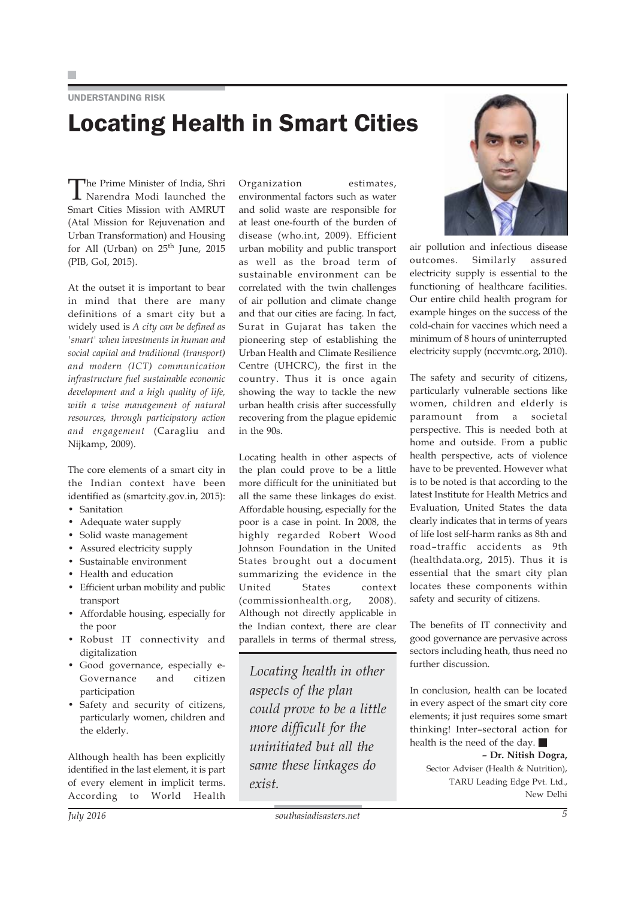UNDERSTANDING RISK

# Locating Health in Smart Cities

The Prime Minister of India, Shri Narendra Modi launched the Smart Cities Mission with AMRUT (Atal Mission for Rejuvenation and Urban Transformation) and Housing for All (Urban) on 25th June, 2015 (PIB, GoI, 2015).

At the outset it is important to bear in mind that there are many definitions of a smart city but a widely used is *A city can be defined as 'smart' when investments in human and social capital and traditional (transport) and modern (ICT) communication infrastructure fuel sustainable economic development and a high quality of life, with a wise management of natural resources, through participatory action and engagement* (Caragliu and Nijkamp, 2009).

The core elements of a smart city in the Indian context have been identified as (smartcity.gov.in, 2015):

- Sanitation
- Adequate water supply
- Solid waste management
- Assured electricity supply
- Sustainable environment
- Health and education
- Efficient urban mobility and public transport
- Affordable housing, especially for the poor
- Robust IT connectivity and digitalization
- Good governance, especially e-Governance and citizen participation
- Safety and security of citizens, particularly women, children and the elderly.

Although health has been explicitly identified in the last element, it is part of every element in implicit terms. According to World Health Organization estimates, environmental factors such as water and solid waste are responsible for at least one-fourth of the burden of disease (who.int, 2009). Efficient urban mobility and public transport as well as the broad term of sustainable environment can be correlated with the twin challenges of air pollution and climate change and that our cities are facing. In fact, Surat in Gujarat has taken the pioneering step of establishing the Urban Health and Climate Resilience Centre (UHCRC), the first in the country. Thus it is once again showing the way to tackle the new urban health crisis after successfully recovering from the plague epidemic in the 90s.

Locating health in other aspects of the plan could prove to be a little more difficult for the uninitiated but all the same these linkages do exist. Affordable housing, especially for the poor is a case in point. In 2008, the highly regarded Robert Wood Johnson Foundation in the United States brought out a document summarizing the evidence in the United States context (commissionhealth.org, 2008). Although not directly applicable in the Indian context, there are clear parallels in terms of thermal stress, air pollution and infectious disease outcomes. Similarly assured electricity supply is essential to the functioning of healthcare facilities. Our entire child health program for example hinges on the success of the cold-chain for vaccines which need a minimum of 8 hours of uninterrupted electricity supply (nccvmtc.org, 2010).

> *Locating health in other aspects of the plan could prove to be a little more difficult for the uninitiated but all the same these linkages do exist.*

The safety and security of citizens, particularly vulnerable sections like women, children and elderly is paramount from a societal perspective. This is needed both at home and outside. From a public health perspective, acts of violence have to be prevented. However what is to be noted is that according to the latest Institute for Health Metrics and Evaluation, United States the data clearly indicates that in terms of years of life lost self-harm ranks as 8th and road–traffic accidents as 9th (healthdata.org, 2015). Thus it is essential that the smart city plan locates these components within safety and security of citizens.

The benefits of IT connectivity and good governance are pervasive across sectors including heath, thus need no further discussion.

In conclusion, health can be located in every aspect of the smart city core elements; it just requires some smart thinking! Inter–sectoral action for health is the need of the day. ■

**– Dr. Nitish Dogra,**
Sector Adviser (Health & Nutrition),
TARU Leading Edge Pvt. Ltd.,
New Delhi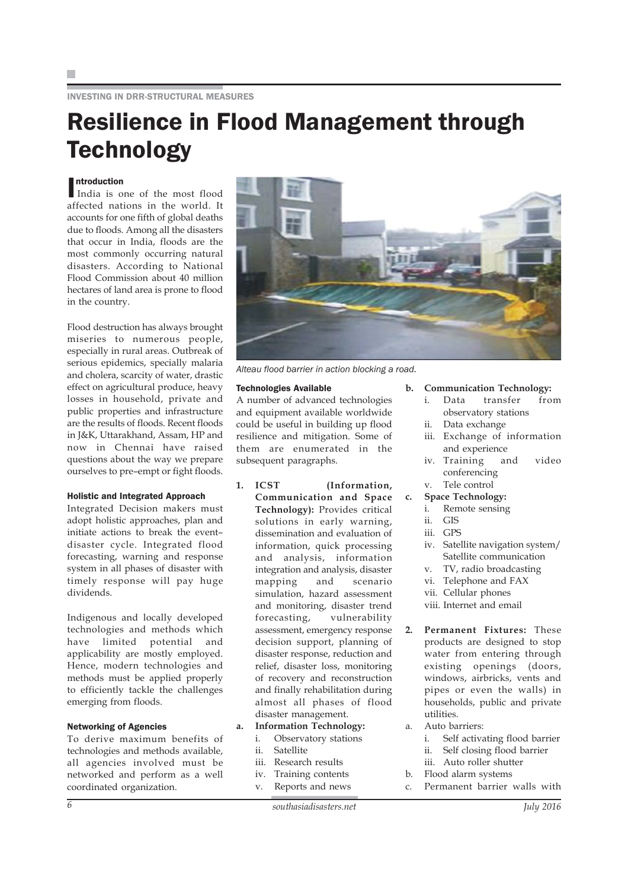INVESTING IN DRR-STRUCTURAL MEASURES

# Resilience in Flood Management through Technology

### Introduction

India is one of the most flood affected nations in the world. It accounts for one fifth of global deaths due to floods. Among all the disasters that occur in India, floods are the most commonly occurring natural disasters. According to National Flood Commission about 40 million hectares of land area is prone to flood in the country.

Flood destruction has always brought miseries to numerous people, especially in rural areas. Outbreak of serious epidemics, specially malaria and cholera, scarcity of water, drastic effect on agricultural produce, heavy losses in household, private and public properties and infrastructure are the results of floods. Recent floods in J&K, Uttarakhand, Assam, HP and now in Chennai have raised questions about the way we prepare ourselves to pre–empt or fight floods.

### Holistic and Integrated Approach

Integrated Decision makers must adopt holistic approaches, plan and initiate actions to break the event–disaster cycle. Integrated flood forecasting, warning and response system in all phases of disaster with timely response will pay huge dividends.

Indigenous and locally developed technologies and methods which have limited potential and applicability are mostly employed. Hence, modern technologies and methods must be applied properly to efficiently tackle the challenges emerging from floods.

### Networking of Agencies

To derive maximum benefits of technologies and methods available, all agencies involved must be networked and perform as a well coordinated organization.

*Alteau flood barrier in action blocking a road.*

### Technologies Available

A number of advanced technologies and equipment available worldwide could be useful in building up flood resilience and mitigation. Some of them are enumerated in the subsequent paragraphs.

1. **ICST (Information, Communication and Space Technology):** Provides critical solutions in early warning, dissemination and evaluation of information, quick processing and analysis, information integration and analysis, disaster mapping and scenario simulation, hazard assessment and monitoring, disaster trend forecasting, vulnerability assessment, emergency response decision support, planning of disaster response, reduction and relief, disaster loss, monitoring of recovery and reconstruction and finally rehabilitation during almost all phases of flood disaster management.

   a. **Information Technology:**
      - i. Observatory stations
      - ii. Satellite
      - iii. Research results
      - iv. Training contents
      - v. Reports and news

   b. **Communication Technology:**
      - i. Data transfer from observatory stations
      - ii. Data exchange
      - iii. Exchange of information and experience
      - iv. Training and video conferencing
      - v. Tele control

   c. **Space Technology:**
      - i. Remote sensing
      - ii. GIS
      - iii. GPS
      - iv. Satellite navigation system/ Satellite communication
      - v. TV, radio broadcasting
      - vi. Telephone and FAX
      - vii. Cellular phones
      - viii. Internet and email

2. **Permanent Fixtures:** These products are designed to stop water from entering through existing openings (doors, windows, airbricks, vents and pipes or even the walls) in households, public and private utilities.

   a. Auto barriers:
      - i. Self activating flood barrier
      - ii. Self closing flood barrier
      - iii. Auto roller shutter

   b. Flood alarm systems

   c. Permanent barrier walls with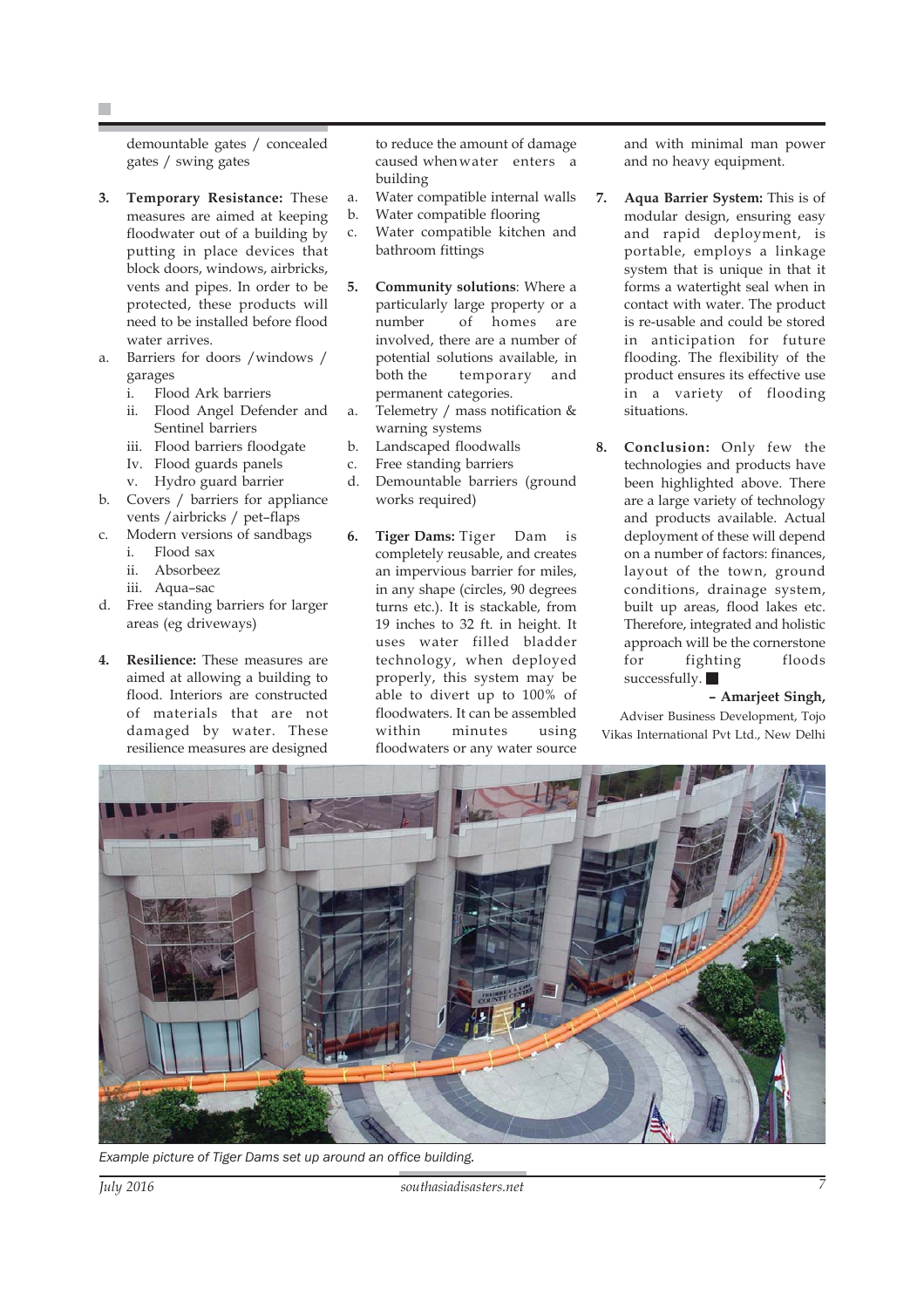demountable gates / concealed gates / swing gates

3. **Temporary Resistance:** These measures are aimed at keeping floodwater out of a building by putting in place devices that block doors, windows, airbricks, vents and pipes. In order to be protected, these products will need to be installed before flood water arrives.
   a. Barriers for doors /windows / garages
      i. Flood Ark barriers
      ii. Flood Angel Defender and Sentinel barriers
      iii. Flood barriers floodgate
      Iv. Flood guards panels
      v. Hydro guard barrier
   b. Covers / barriers for appliance vents /airbricks / pet–flaps
   c. Modern versions of sandbags
      i. Flood sax
      ii. Absorbeez
      iii. Aqua–sac
   d. Free standing barriers for larger areas (eg driveways)

4. **Resilience:** These measures are aimed at allowing a building to flood. Interiors are constructed of materials that are not damaged by water. These resilience measures are designed to reduce the amount of damage caused when water enters a building
   a. Water compatible internal walls
   b. Water compatible flooring
   c. Water compatible kitchen and bathroom fittings

5. **Community solutions**: Where a particularly large property or a number of homes are involved, there are a number of potential solutions available, in both the temporary and permanent categories.
   a. Telemetry / mass notification & warning systems
   b. Landscaped floodwalls
   c. Free standing barriers
   d. Demountable barriers (ground works required)

6. **Tiger Dams:** Tiger Dam is completely reusable, and creates an impervious barrier for miles, in any shape (circles, 90 degrees turns etc.). It is stackable, from 19 inches to 32 ft. in height. It uses water filled bladder technology, when deployed properly, this system may be able to divert up to 100% of floodwaters. It can be assembled within minutes using floodwaters or any water source and with minimal man power and no heavy equipment.

7. **Aqua Barrier System:** This is of modular design, ensuring easy and rapid deployment, is portable, employs a linkage system that is unique in that it forms a watertight seal when in contact with water. The product is re-usable and could be stored in anticipation for future flooding. The flexibility of the product ensures its effective use in a variety of flooding situations.

8. **Conclusion:** Only few the technologies and products have been highlighted above. There are a large variety of technology and products available. Actual deployment of these will depend on a number of factors: finances, layout of the town, ground conditions, drainage system, built up areas, flood lakes etc. Therefore, integrated and holistic approach will be the cornerstone for fighting floods successfully. ■

**– Amarjeet Singh,**
Adviser Business Development, Tojo Vikas International Pvt Ltd., New Delhi

*Example picture of Tiger Dams set up around an office building.*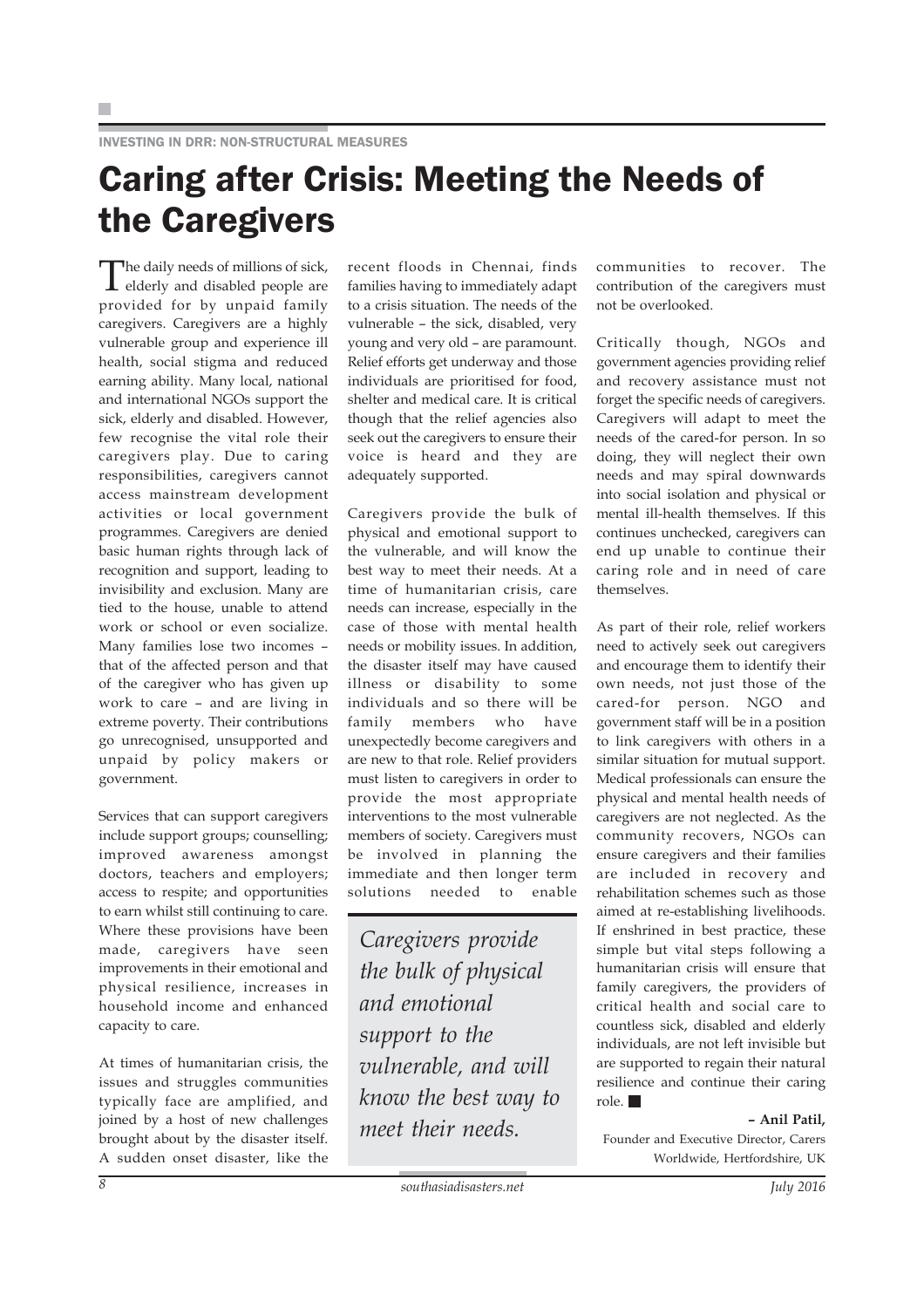INVESTING IN DRR: NON-STRUCTURAL MEASURES

# Caring after Crisis: Meeting the Needs of the Caregivers

The daily needs of millions of sick, elderly and disabled people are provided for by unpaid family caregivers. Caregivers are a highly vulnerable group and experience ill health, social stigma and reduced earning ability. Many local, national and international NGOs support the sick, elderly and disabled. However, few recognise the vital role their caregivers play. Due to caring responsibilities, caregivers cannot access mainstream development activities or local government programmes. Caregivers are denied basic human rights through lack of recognition and support, leading to invisibility and exclusion. Many are tied to the house, unable to attend work or school or even socialize. Many families lose two incomes – that of the affected person and that of the caregiver who has given up work to care – and are living in extreme poverty. Their contributions go unrecognised, unsupported and unpaid by policy makers or government.

Services that can support caregivers include support groups; counselling; improved awareness amongst doctors, teachers and employers; access to respite; and opportunities to earn whilst still continuing to care. Where these provisions have been made, caregivers have seen improvements in their emotional and physical resilience, increases in household income and enhanced capacity to care.

At times of humanitarian crisis, the issues and struggles communities typically face are amplified, and joined by a host of new challenges brought about by the disaster itself. A sudden onset disaster, like the recent floods in Chennai, finds families having to immediately adapt to a crisis situation. The needs of the vulnerable – the sick, disabled, very young and very old – are paramount. Relief efforts get underway and those individuals are prioritised for food, shelter and medical care. It is critical though that the relief agencies also seek out the caregivers to ensure their voice is heard and they are adequately supported.

Caregivers provide the bulk of physical and emotional support to the vulnerable, and will know the best way to meet their needs. At a time of humanitarian crisis, care needs can increase, especially in the case of those with mental health needs or mobility issues. In addition, the disaster itself may have caused illness or disability to some individuals and so there will be family members who have unexpectedly become caregivers and are new to that role. Relief providers must listen to caregivers in order to provide the most appropriate interventions to the most vulnerable members of society. Caregivers must be involved in planning the immediate and then longer term solutions needed to enable communities to recover. The contribution of the caregivers must not be overlooked.

*Caregivers provide the bulk of physical and emotional support to the vulnerable, and will know the best way to meet their needs.*

Critically though, NGOs and government agencies providing relief and recovery assistance must not forget the specific needs of caregivers. Caregivers will adapt to meet the needs of the cared-for person. In so doing, they will neglect their own needs and may spiral downwards into social isolation and physical or mental ill-health themselves. If this continues unchecked, caregivers can end up unable to continue their caring role and in need of care themselves.

As part of their role, relief workers need to actively seek out caregivers and encourage them to identify their own needs, not just those of the cared-for person. NGO and government staff will be in a position to link caregivers with others in a similar situation for mutual support. Medical professionals can ensure the physical and mental health needs of caregivers are not neglected. As the community recovers, NGOs can ensure caregivers and their families are included in recovery and rehabilitation schemes such as those aimed at re-establishing livelihoods. If enshrined in best practice, these simple but vital steps following a humanitarian crisis will ensure that family caregivers, the providers of critical health and social care to countless sick, disabled and elderly individuals, are not left invisible but are supported to regain their natural resilience and continue their caring role. ■

**– Anil Patil,**
Founder and Executive Director, Carers Worldwide, Hertfordshire, UK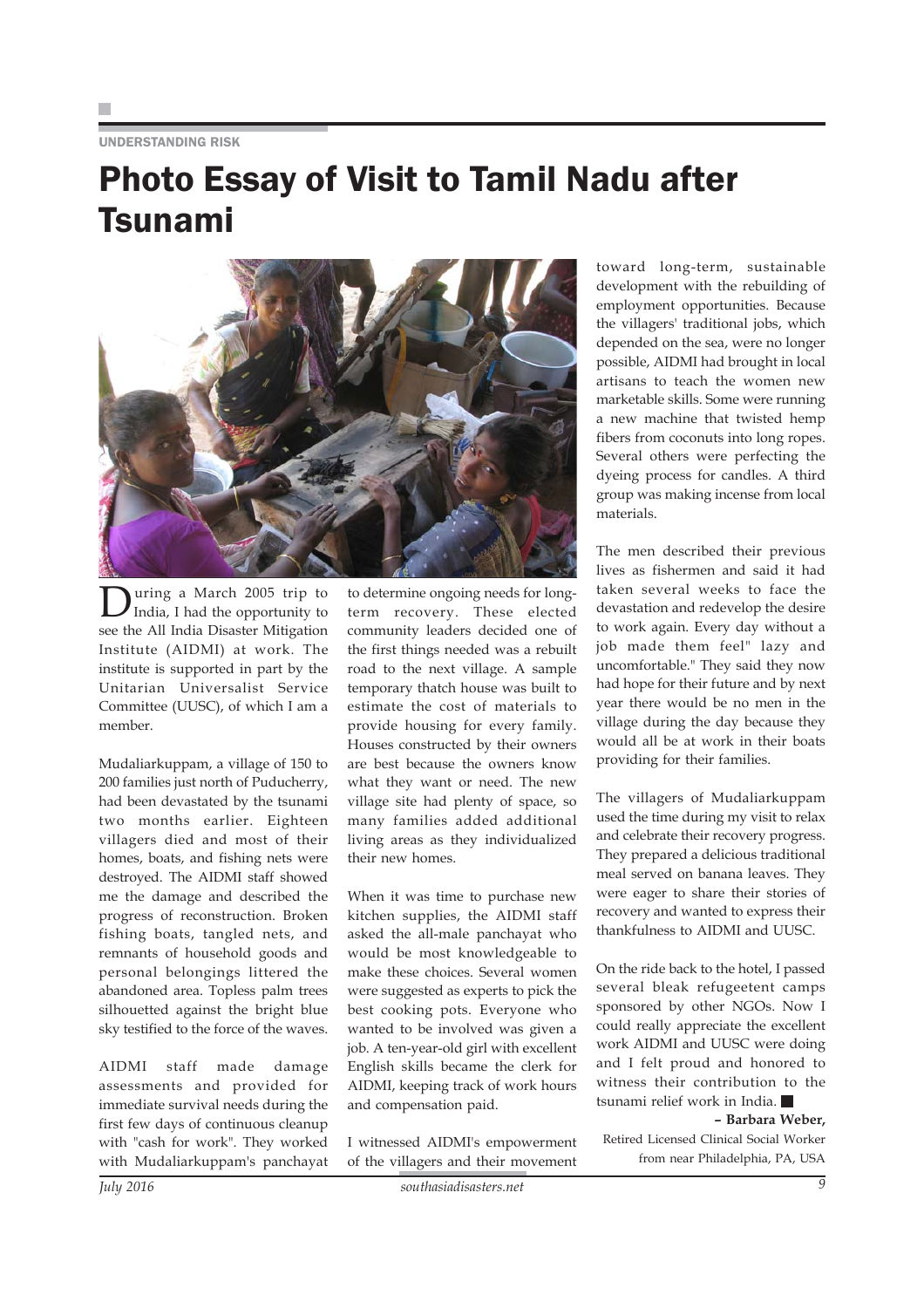UNDERSTANDING RISK

# Photo Essay of Visit to Tamil Nadu after Tsunami

During a March 2005 trip to India, I had the opportunity to see the All India Disaster Mitigation Institute (AIDMI) at work. The institute is supported in part by the Unitarian Universalist Service Committee (UUSC), of which I am a member.

Mudaliarkuppam, a village of 150 to 200 families just north of Puducherry, had been devastated by the tsunami two months earlier. Eighteen villagers died and most of their homes, boats, and fishing nets were destroyed. The AIDMI staff showed me the damage and described the progress of reconstruction. Broken fishing boats, tangled nets, and remnants of household goods and personal belongings littered the abandoned area. Topless palm trees silhouetted against the bright blue sky testified to the force of the waves.

AIDMI staff made damage assessments and provided for immediate survival needs during the first few days of continuous cleanup with "cash for work". They worked with Mudaliarkuppam's panchayat to determine ongoing needs for long-term recovery. These elected community leaders decided one of the first things needed was a rebuilt road to the next village. A sample temporary thatch house was built to estimate the cost of materials to provide housing for every family. Houses constructed by their owners are best because the owners know what they want or need. The new village site had plenty of space, so many families added additional living areas as they individualized their new homes.

When it was time to purchase new kitchen supplies, the AIDMI staff asked the all-male panchayat who would be most knowledgeable to make these choices. Several women were suggested as experts to pick the best cooking pots. Everyone who wanted to be involved was given a job. A ten-year-old girl with excellent English skills became the clerk for AIDMI, keeping track of work hours and compensation paid.

I witnessed AIDMI's empowerment of the villagers and their movement toward long-term, sustainable development with the rebuilding of employment opportunities. Because the villagers' traditional jobs, which depended on the sea, were no longer possible, AIDMI had brought in local artisans to teach the women new marketable skills. Some were running a new machine that twisted hemp fibers from coconuts into long ropes. Several others were perfecting the dyeing process for candles. A third group was making incense from local materials.

The men described their previous lives as fishermen and said it had taken several weeks to face the devastation and redevelop the desire to work again. Every day without a job made them feel" lazy and uncomfortable." They said they now had hope for their future and by next year there would be no men in the village during the day because they would all be at work in their boats providing for their families.

The villagers of Mudaliarkuppam used the time during my visit to relax and celebrate their recovery progress. They prepared a delicious traditional meal served on banana leaves. They were eager to share their stories of recovery and wanted to express their thankfulness to AIDMI and UUSC.

On the ride back to the hotel, I passed several bleak refugeetent camps sponsored by other NGOs. Now I could really appreciate the excellent work AIDMI and UUSC were doing and I felt proud and honored to witness their contribution to the tsunami relief work in India. ■

**– Barbara Weber,**
Retired Licensed Clinical Social Worker
from near Philadelphia, PA, USA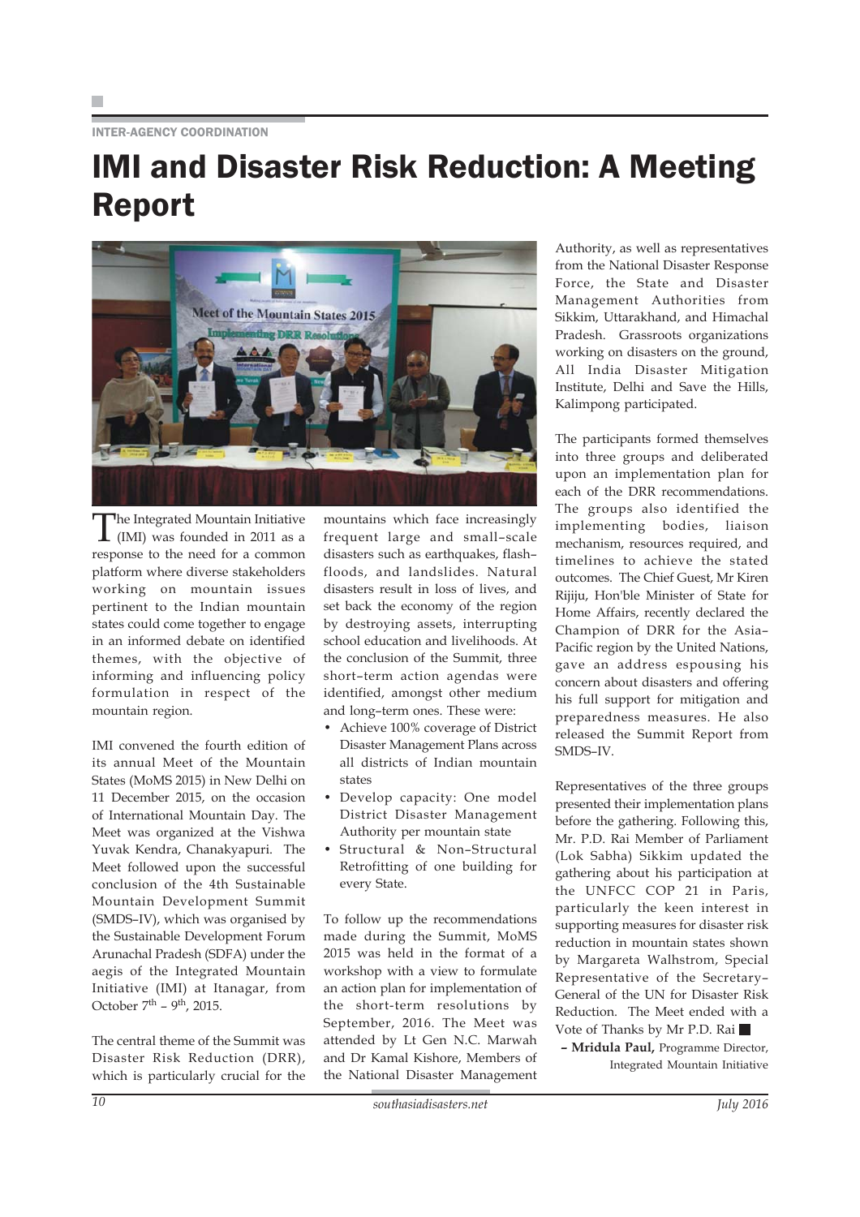INTER-AGENCY COORDINATION

# IMI and Disaster Risk Reduction: A Meeting Report

The Integrated Mountain Initiative (IMI) was founded in 2011 as a response to the need for a common platform where diverse stakeholders working on mountain issues pertinent to the Indian mountain states could come together to engage in an informed debate on identified themes, with the objective of informing and influencing policy formulation in respect of the mountain region.

IMI convened the fourth edition of its annual Meet of the Mountain States (MoMS 2015) in New Delhi on 11 December 2015, on the occasion of International Mountain Day. The Meet was organized at the Vishwa Yuvak Kendra, Chanakyapuri. The Meet followed upon the successful conclusion of the 4th Sustainable Mountain Development Summit (SMDS–IV), which was organised by the Sustainable Development Forum Arunachal Pradesh (SDFA) under the aegis of the Integrated Mountain Initiative (IMI) at Itanagar, from October 7th – 9th, 2015.

The central theme of the Summit was Disaster Risk Reduction (DRR), which is particularly crucial for the mountains which face increasingly frequent large and small–scale disasters such as earthquakes, flash–floods, and landslides. Natural disasters result in loss of lives, and set back the economy of the region by destroying assets, interrupting school education and livelihoods. At the conclusion of the Summit, three short–term action agendas were identified, amongst other medium and long–term ones. These were:

- Achieve 100% coverage of District Disaster Management Plans across all districts of Indian mountain states
- Develop capacity: One model District Disaster Management Authority per mountain state
- Structural & Non–Structural Retrofitting of one building for every State.

To follow up the recommendations made during the Summit, MoMS 2015 was held in the format of a workshop with a view to formulate an action plan for implementation of the short-term resolutions by September, 2016. The Meet was attended by Lt Gen N.C. Marwah and Dr Kamal Kishore, Members of the National Disaster Management Authority, as well as representatives from the National Disaster Response Force, the State and Disaster Management Authorities from Sikkim, Uttarakhand, and Himachal Pradesh. Grassroots organizations working on disasters on the ground, All India Disaster Mitigation Institute, Delhi and Save the Hills, Kalimpong participated.

The participants formed themselves into three groups and deliberated upon an implementation plan for each of the DRR recommendations. The groups also identified the implementing bodies, liaison mechanism, resources required, and timelines to achieve the stated outcomes. The Chief Guest, Mr Kiren Rijiju, Hon'ble Minister of State for Home Affairs, recently declared the Champion of DRR for the Asia–Pacific region by the United Nations, gave an address espousing his concern about disasters and offering his full support for mitigation and preparedness measures. He also released the Summit Report from SMDS–IV.

Representatives of the three groups presented their implementation plans before the gathering. Following this, Mr. P.D. Rai Member of Parliament (Lok Sabha) Sikkim updated the gathering about his participation at the UNFCC COP 21 in Paris, particularly the keen interest in supporting measures for disaster risk reduction in mountain states shown by Margareta Walhstrom, Special Representative of the Secretary–General of the UN for Disaster Risk Reduction. The Meet ended with a Vote of Thanks by Mr P.D. Rai ■

**– Mridula Paul,** Programme Director, Integrated Mountain Initiative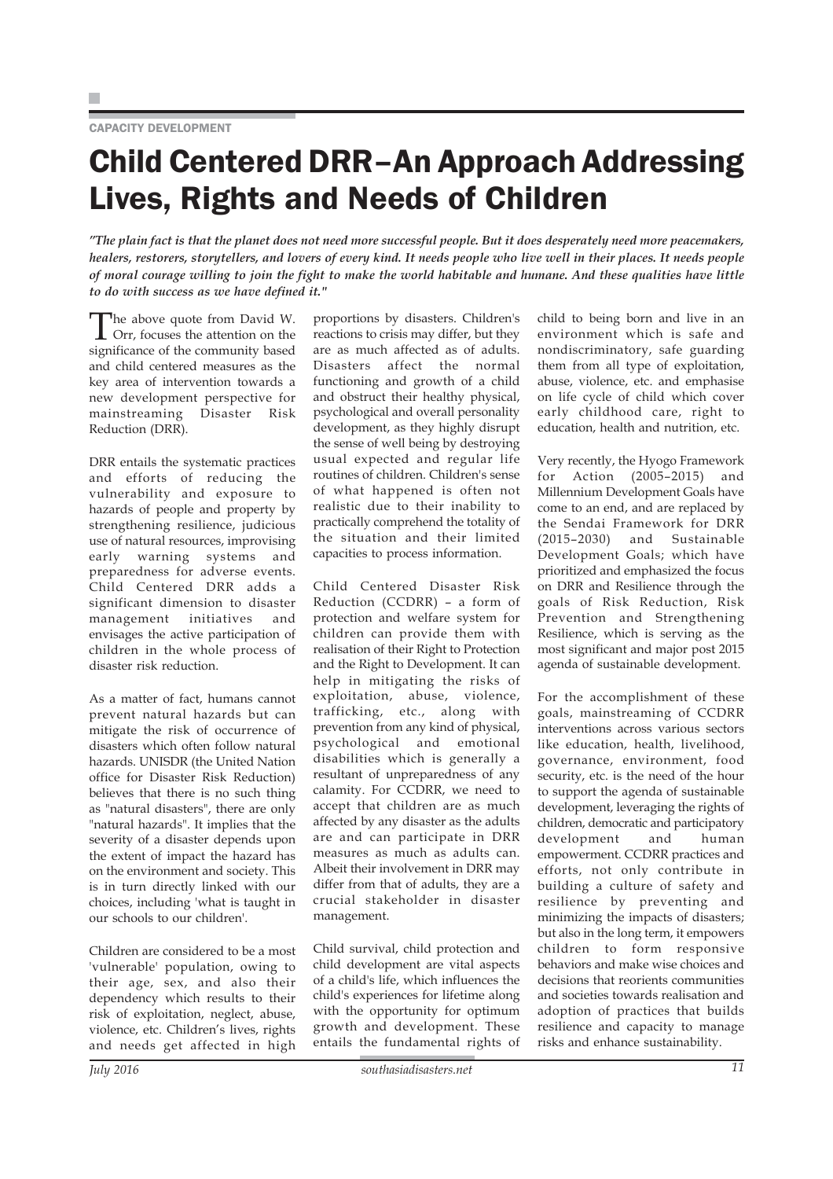CAPACITY DEVELOPMENT

# Child Centered DRR–An Approach Addressing Lives, Rights and Needs of Children

*"The plain fact is that the planet does not need more successful people. But it does desperately need more peacemakers, healers, restorers, storytellers, and lovers of every kind. It needs people who live well in their places. It needs people of moral courage willing to join the fight to make the world habitable and humane. And these qualities have little to do with success as we have defined it."*

The above quote from David W. Orr, focuses the attention on the significance of the community based and child centered measures as the key area of intervention towards a new development perspective for mainstreaming Disaster Risk Reduction (DRR).

DRR entails the systematic practices and efforts of reducing the vulnerability and exposure to hazards of people and property by strengthening resilience, judicious use of natural resources, improvising early warning systems and preparedness for adverse events. Child Centered DRR adds a significant dimension to disaster management initiatives and envisages the active participation of children in the whole process of disaster risk reduction.

As a matter of fact, humans cannot prevent natural hazards but can mitigate the risk of occurrence of disasters which often follow natural hazards. UNISDR (the United Nation office for Disaster Risk Reduction) believes that there is no such thing as "natural disasters", there are only "natural hazards". It implies that the severity of a disaster depends upon the extent of impact the hazard has on the environment and society. This is in turn directly linked with our choices, including 'what is taught in our schools to our children'.

Children are considered to be a most 'vulnerable' population, owing to their age, sex, and also their dependency which results to their risk of exploitation, neglect, abuse, violence, etc. Children's lives, rights and needs get affected in high proportions by disasters. Children's reactions to crisis may differ, but they are as much affected as of adults. Disasters affect the normal functioning and growth of a child and obstruct their healthy physical, psychological and overall personality development, as they highly disrupt the sense of well being by destroying usual expected and regular life routines of children. Children's sense of what happened is often not realistic due to their inability to practically comprehend the totality of the situation and their limited capacities to process information.

Child Centered Disaster Risk Reduction (CCDRR) – a form of protection and welfare system for children can provide them with realisation of their Right to Protection and the Right to Development. It can help in mitigating the risks of exploitation, abuse, violence, trafficking, etc., along with prevention from any kind of physical, psychological and emotional disabilities which is generally a resultant of unpreparedness of any calamity. For CCDRR, we need to accept that children are as much affected by any disaster as the adults are and can participate in DRR measures as much as adults can. Albeit their involvement in DRR may differ from that of adults, they are a crucial stakeholder in disaster management.

Child survival, child protection and child development are vital aspects of a child's life, which influences the child's experiences for lifetime along with the opportunity for optimum growth and development. These entails the fundamental rights of child to being born and live in an environment which is safe and nondiscriminatory, safe guarding them from all type of exploitation, abuse, violence, etc. and emphasise on life cycle of child which cover early childhood care, right to education, health and nutrition, etc.

Very recently, the Hyogo Framework for Action (2005–2015) and Millennium Development Goals have come to an end, and are replaced by the Sendai Framework for DRR (2015–2030) and Sustainable Development Goals; which have prioritized and emphasized the focus on DRR and Resilience through the goals of Risk Reduction, Risk Prevention and Strengthening Resilience, which is serving as the most significant and major post 2015 agenda of sustainable development.

For the accomplishment of these goals, mainstreaming of CCDRR interventions across various sectors like education, health, livelihood, governance, environment, food security, etc. is the need of the hour to support the agenda of sustainable development, leveraging the rights of children, democratic and participatory development and human empowerment. CCDRR practices and efforts, not only contribute in building a culture of safety and resilience by preventing and minimizing the impacts of disasters; but also in the long term, it empowers children to form responsive behaviors and make wise choices and decisions that reorients communities and societies towards realisation and adoption of practices that builds resilience and capacity to manage risks and enhance sustainability.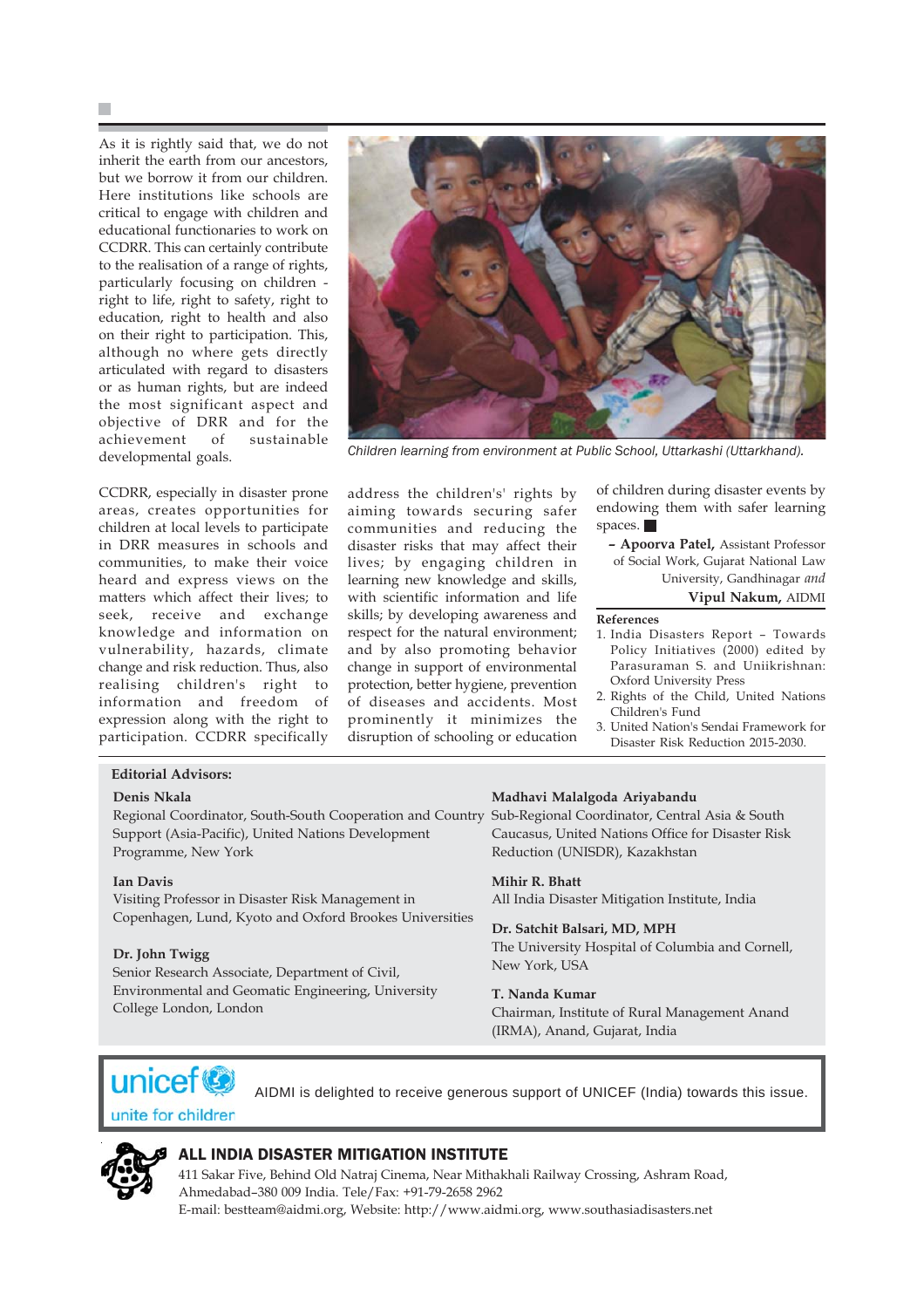As it is rightly said that, we do not inherit the earth from our ancestors, but we borrow it from our children. Here institutions like schools are critical to engage with children and educational functionaries to work on CCDRR. This can certainly contribute to the realisation of a range of rights, particularly focusing on children - right to life, right to safety, right to education, right to health and also on their right to participation. This, although no where gets directly articulated with regard to disasters or as human rights, but are indeed the most significant aspect and objective of DRR and for the achievement of sustainable developmental goals.

*Children learning from environment at Public School, Uttarkashi (Uttarkhand).*

CCDRR, especially in disaster prone areas, creates opportunities for children at local levels to participate in DRR measures in schools and communities, to make their voice heard and express views on the matters which affect their lives; to seek, receive and exchange knowledge and information on vulnerability, hazards, climate change and risk reduction. Thus, also realising children's right to information and freedom of expression along with the right to participation. CCDRR specifically address the children's' rights by aiming towards securing safer communities and reducing the disaster risks that may affect their lives; by engaging children in learning new knowledge and skills, with scientific information and life skills; by developing awareness and respect for the natural environment; and by also promoting behavior change in support of environmental protection, better hygiene, prevention of diseases and accidents. Most prominently it minimizes the disruption of schooling or education of children during disaster events by endowing them with safer learning spaces. ■

**– Apoorva Patel,** Assistant Professor of Social Work, Gujarat National Law University, Gandhinagar *and* **Vipul Nakum,** AIDMI

**References**

1. India Disasters Report – Towards Policy Initiatives (2000) edited by Parasuraman S. and Uniikrishnan: Oxford University Press
2. Rights of the Child, United Nations Children's Fund
3. United Nation's Sendai Framework for Disaster Risk Reduction 2015-2030.

**Editorial Advisors:**

**Denis Nkala**
Regional Coordinator, South-South Cooperation and Country Support (Asia-Pacific), United Nations Development Programme, New York

**Ian Davis**
Visiting Professor in Disaster Risk Management in Copenhagen, Lund, Kyoto and Oxford Brookes Universities

**Dr. John Twigg**
Senior Research Associate, Department of Civil, Environmental and Geomatic Engineering, University College London, London

**Madhavi Malalgoda Ariyabandu**
Sub-Regional Coordinator, Central Asia & South Caucasus, United Nations Office for Disaster Risk Reduction (UNISDR), Kazakhstan

**Mihir R. Bhatt**
All India Disaster Mitigation Institute, India

**Dr. Satchit Balsari, MD, MPH**
The University Hospital of Columbia and Cornell, New York, USA

**T. Nanda Kumar**
Chairman, Institute of Rural Management Anand (IRMA), Anand, Gujarat, India

unicef
unite for children

AIDMI is delighted to receive generous support of UNICEF (India) towards this issue.

**ALL INDIA DISASTER MITIGATION INSTITUTE**

411 Sakar Five, Behind Old Natraj Cinema, Near Mithakhali Railway Crossing, Ashram Road, Ahmedabad–380 009 India. Tele/Fax: +91-79-2658 2962
E-mail: bestteam@aidmi.org, Website: http://www.aidmi.org, www.southasiadisasters.net